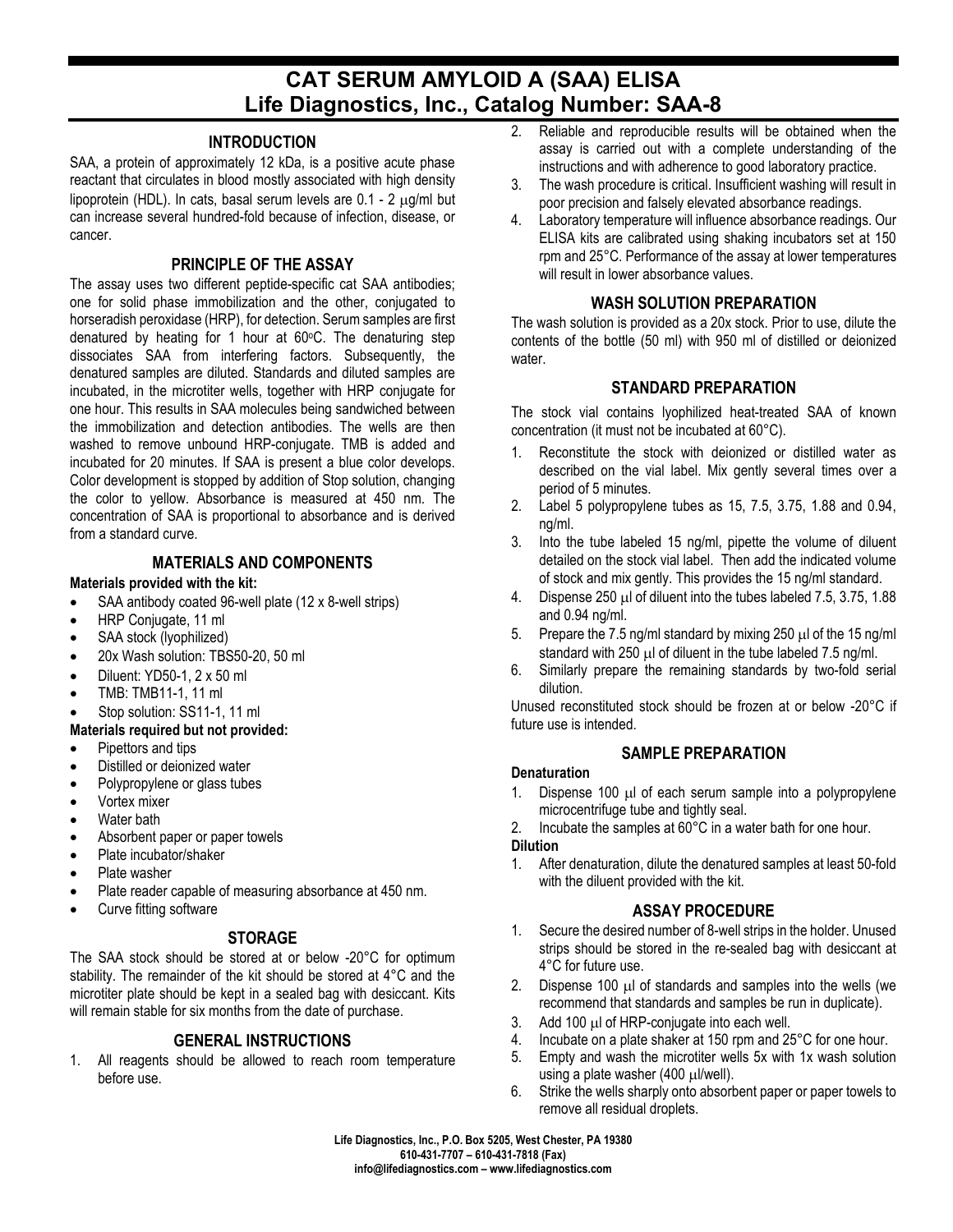# CAT SERUM AMYLOID A (SAA) ELISA
## Life Diagnostics, Inc., Catalog Number: SAA-8

### INTRODUCTION

SAA, a protein of approximately 12 kDa, is a positive acute phase reactant that circulates in blood mostly associated with high density lipoprotein (HDL). In cats, basal serum levels are 0.1 - 2 μg/ml but can increase several hundred-fold because of infection, disease, or cancer.

### PRINCIPLE OF THE ASSAY

The assay uses two different peptide-specific cat SAA antibodies; one for solid phase immobilization and the other, conjugated to horseradish peroxidase (HRP), for detection. Serum samples are first denatured by heating for 1 hour at 60°C. The denaturing step dissociates SAA from interfering factors. Subsequently, the denatured samples are diluted. Standards and diluted samples are incubated, in the microtiter wells, together with HRP conjugate for one hour. This results in SAA molecules being sandwiched between the immobilization and detection antibodies. The wells are then washed to remove unbound HRP-conjugate. TMB is added and incubated for 20 minutes. If SAA is present a blue color develops. Color development is stopped by addition of Stop solution, changing the color to yellow. Absorbance is measured at 450 nm. The concentration of SAA is proportional to absorbance and is derived from a standard curve.

### MATERIALS AND COMPONENTS

**Materials provided with the kit:**

- SAA antibody coated 96-well plate (12 x 8-well strips)
- HRP Conjugate, 11 ml
- SAA stock (lyophilized)
- 20x Wash solution: TBS50-20, 50 ml
- Diluent: YD50-1, 2 x 50 ml
- TMB: TMB11-1, 11 ml
- Stop solution: SS11-1, 11 ml

**Materials required but not provided:**

- Pipettors and tips
- Distilled or deionized water
- Polypropylene or glass tubes
- Vortex mixer
- Water bath
- Absorbent paper or paper towels
- Plate incubator/shaker
- Plate washer
- Plate reader capable of measuring absorbance at 450 nm.
- Curve fitting software

### STORAGE

The SAA stock should be stored at or below -20°C for optimum stability. The remainder of the kit should be stored at 4°C and the microtiter plate should be kept in a sealed bag with desiccant. Kits will remain stable for six months from the date of purchase.

### GENERAL INSTRUCTIONS

1. All reagents should be allowed to reach room temperature before use.
2. Reliable and reproducible results will be obtained when the assay is carried out with a complete understanding of the instructions and with adherence to good laboratory practice.
3. The wash procedure is critical. Insufficient washing will result in poor precision and falsely elevated absorbance readings.
4. Laboratory temperature will influence absorbance readings. Our ELISA kits are calibrated using shaking incubators set at 150 rpm and 25°C. Performance of the assay at lower temperatures will result in lower absorbance values.

### WASH SOLUTION PREPARATION

The wash solution is provided as a 20x stock. Prior to use, dilute the contents of the bottle (50 ml) with 950 ml of distilled or deionized water.

### STANDARD PREPARATION

The stock vial contains lyophilized heat-treated SAA of known concentration (it must not be incubated at 60°C).

1. Reconstitute the stock with deionized or distilled water as described on the vial label. Mix gently several times over a period of 5 minutes.
2. Label 5 polypropylene tubes as 15, 7.5, 3.75, 1.88 and 0.94, ng/ml.
3. Into the tube labeled 15 ng/ml, pipette the volume of diluent detailed on the stock vial label. Then add the indicated volume of stock and mix gently. This provides the 15 ng/ml standard.
4. Dispense 250 μl of diluent into the tubes labeled 7.5, 3.75, 1.88 and 0.94 ng/ml.
5. Prepare the 7.5 ng/ml standard by mixing 250 μl of the 15 ng/ml standard with 250 μl of diluent in the tube labeled 7.5 ng/ml.
6. Similarly prepare the remaining standards by two-fold serial dilution.

Unused reconstituted stock should be frozen at or below -20°C if future use is intended.

### SAMPLE PREPARATION

**Denaturation**

1. Dispense 100 μl of each serum sample into a polypropylene microcentrifuge tube and tightly seal.
2. Incubate the samples at 60°C in a water bath for one hour.

**Dilution**

1. After denaturation, dilute the denatured samples at least 50-fold with the diluent provided with the kit.

### ASSAY PROCEDURE

1. Secure the desired number of 8-well strips in the holder. Unused strips should be stored in the re-sealed bag with desiccant at 4°C for future use.
2. Dispense 100 μl of standards and samples into the wells (we recommend that standards and samples be run in duplicate).
3. Add 100 μl of HRP-conjugate into each well.
4. Incubate on a plate shaker at 150 rpm and 25°C for one hour.
5. Empty and wash the microtiter wells 5x with 1x wash solution using a plate washer (400 μl/well).
6. Strike the wells sharply onto absorbent paper or paper towels to remove all residual droplets.

Life Diagnostics, Inc., P.O. Box 5205, West Chester, PA 19380
610-431-7707 – 610-431-7818 (Fax)
info@lifediagnostics.com – www.lifediagnostics.com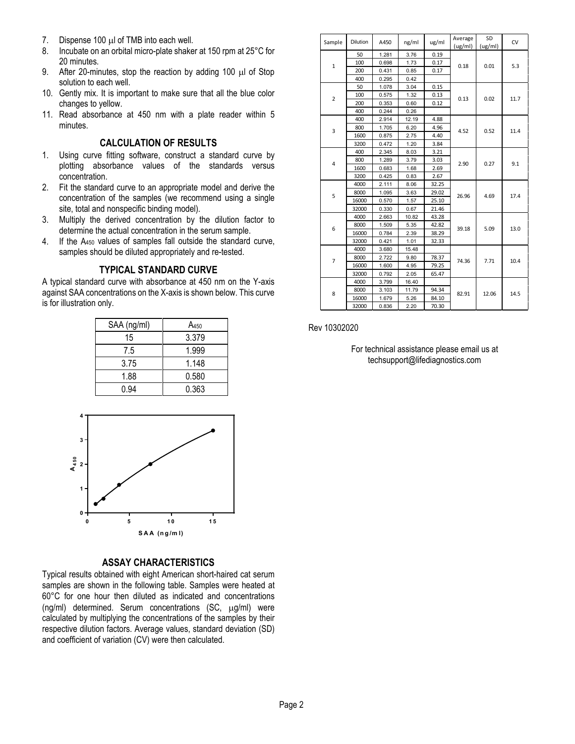7. Dispense 100 μl of TMB into each well.
8. Incubate on an orbital micro-plate shaker at 150 rpm at 25°C for 20 minutes.
9. After 20-minutes, stop the reaction by adding 100 μl of Stop solution to each well.
10. Gently mix. It is important to make sure that all the blue color changes to yellow.
11. Read absorbance at 450 nm with a plate reader within 5 minutes.

## CALCULATION OF RESULTS

1. Using curve fitting software, construct a standard curve by plotting absorbance values of the standards versus concentration.
2. Fit the standard curve to an appropriate model and derive the concentration of the samples (we recommend using a single site, total and nonspecific binding model).
3. Multiply the derived concentration by the dilution factor to determine the actual concentration in the serum sample.
4. If the $A_{450}$ values of samples fall outside the standard curve, samples should be diluted appropriately and re-tested.

## TYPICAL STANDARD CURVE

A typical standard curve with absorbance at 450 nm on the Y-axis against SAA concentrations on the X-axis is shown below. This curve is for illustration only.

| SAA (ng/ml) | $A_{450}$ |
|---|---|
| 15 | 3.379 |
| 7.5 | 1.999 |
| 3.75 | 1.148 |
| 1.88 | 0.580 |
| 0.94 | 0.363 |

$A_{450}$

0
1
2
3
4

0
5
10
15

SAA (ng/ml)

## ASSAY CHARACTERISTICS

Typical results obtained with eight American short-haired cat serum samples are shown in the following table. Samples were heated at 60°C for one hour then diluted as indicated and concentrations (ng/ml) determined. Serum concentrations (SC, μg/ml) were calculated by multiplying the concentrations of the samples by their respective dilution factors. Average values, standard deviation (SD) and coefficient of variation (CV) were then calculated.

| Sample | Dilution | A450 | ng/ml | ug/ml | Average (ug/ml) | SD (ug/ml) | CV |
|---|---|---|---|---|---|---|---|
| 1 | 50 | 1.281 | 3.76 | 0.19 | 0.18 | 0.01 | 5.3 |
| | 100 | 0.698 | 1.73 | 0.17 | | | |
| | 200 | 0.431 | 0.85 | 0.17 | | | |
| | 400 | 0.295 | 0.42 | | | | |
| 2 | 50 | 1.078 | 3.04 | 0.15 | 0.13 | 0.02 | 11.7 |
| | 100 | 0.575 | 1.32 | 0.13 | | | |
| | 200 | 0.353 | 0.60 | 0.12 | | | |
| | 400 | 0.244 | 0.26 | | | | |
| 3 | 400 | 2.914 | 12.19 | 4.88 | 4.52 | 0.52 | 11.4 |
| | 800 | 1.705 | 6.20 | 4.96 | | | |
| | 1600 | 0.875 | 2.75 | 4.40 | | | |
| | 3200 | 0.472 | 1.20 | 3.84 | | | |
| 4 | 400 | 2.345 | 8.03 | 3.21 | 2.90 | 0.27 | 9.1 |
| | 800 | 1.289 | 3.79 | 3.03 | | | |
| | 1600 | 0.683 | 1.68 | 2.69 | | | |
| | 3200 | 0.425 | 0.83 | 2.67 | | | |
| 5 | 4000 | 2.111 | 8.06 | 32.25 | 26.96 | 4.69 | 17.4 |
| | 8000 | 1.095 | 3.63 | 29.02 | | | |
| | 16000 | 0.570 | 1.57 | 25.10 | | | |
| | 32000 | 0.330 | 0.67 | 21.46 | | | |
| 6 | 4000 | 2.663 | 10.82 | 43.28 | 39.18 | 5.09 | 13.0 |
| | 8000 | 1.509 | 5.35 | 42.82 | | | |
| | 16000 | 0.784 | 2.39 | 38.29 | | | |
| | 32000 | 0.421 | 1.01 | 32.33 | | | |
| 7 | 4000 | 3.680 | 15.48 | | 74.36 | 7.71 | 10.4 |
| | 8000 | 2.722 | 9.80 | 78.37 | | | |
| | 16000 | 1.600 | 4.95 | 79.25 | | | |
| | 32000 | 0.792 | 2.05 | 65.47 | | | |
| 8 | 4000 | 3.799 | 16.40 | | 82.91 | 12.06 | 14.5 |
| | 8000 | 3.103 | 11.79 | 94.34 | | | |
| | 16000 | 1.679 | 5.26 | 84.10 | | | |
| | 32000 | 0.836 | 2.20 | 70.30 | | | |

Rev 10302020

For technical assistance please email us at techsupport@lifediagnostics.com